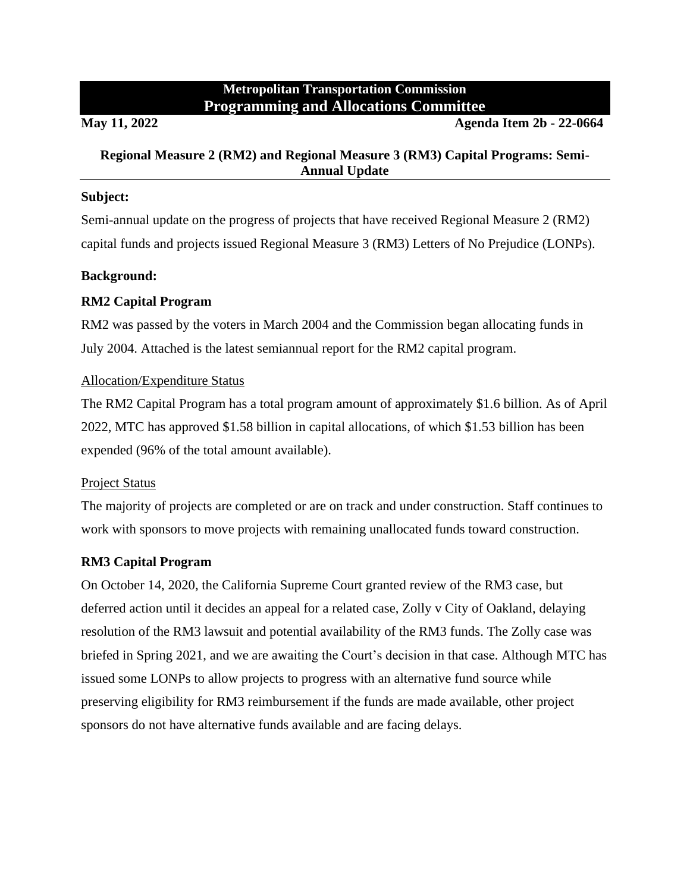**Metropolitan Transportation Commission**

# Programming and Allocations Committee

**May 11, 2022** **Agenda Item 2b - 22-0664**

## Regional Measure 2 (RM2) and Regional Measure 3 (RM3) Capital Programs: Semi-Annual Update

**Subject:**

Semi-annual update on the progress of projects that have received Regional Measure 2 (RM2) capital funds and projects issued Regional Measure 3 (RM3) Letters of No Prejudice (LONPs).

**Background:**

**RM2 Capital Program**

RM2 was passed by the voters in March 2004 and the Commission began allocating funds in July 2004. Attached is the latest semiannual report for the RM2 capital program.

Allocation/Expenditure Status

The RM2 Capital Program has a total program amount of approximately $1.6 billion. As of April 2022, MTC has approved $1.58 billion in capital allocations, of which $1.53 billion has been expended (96% of the total amount available).

Project Status

The majority of projects are completed or are on track and under construction. Staff continues to work with sponsors to move projects with remaining unallocated funds toward construction.

**RM3 Capital Program**

On October 14, 2020, the California Supreme Court granted review of the RM3 case, but deferred action until it decides an appeal for a related case, Zolly v City of Oakland, delaying resolution of the RM3 lawsuit and potential availability of the RM3 funds. The Zolly case was briefed in Spring 2021, and we are awaiting the Court's decision in that case. Although MTC has issued some LONPs to allow projects to progress with an alternative fund source while preserving eligibility for RM3 reimbursement if the funds are made available, other project sponsors do not have alternative funds available and are facing delays.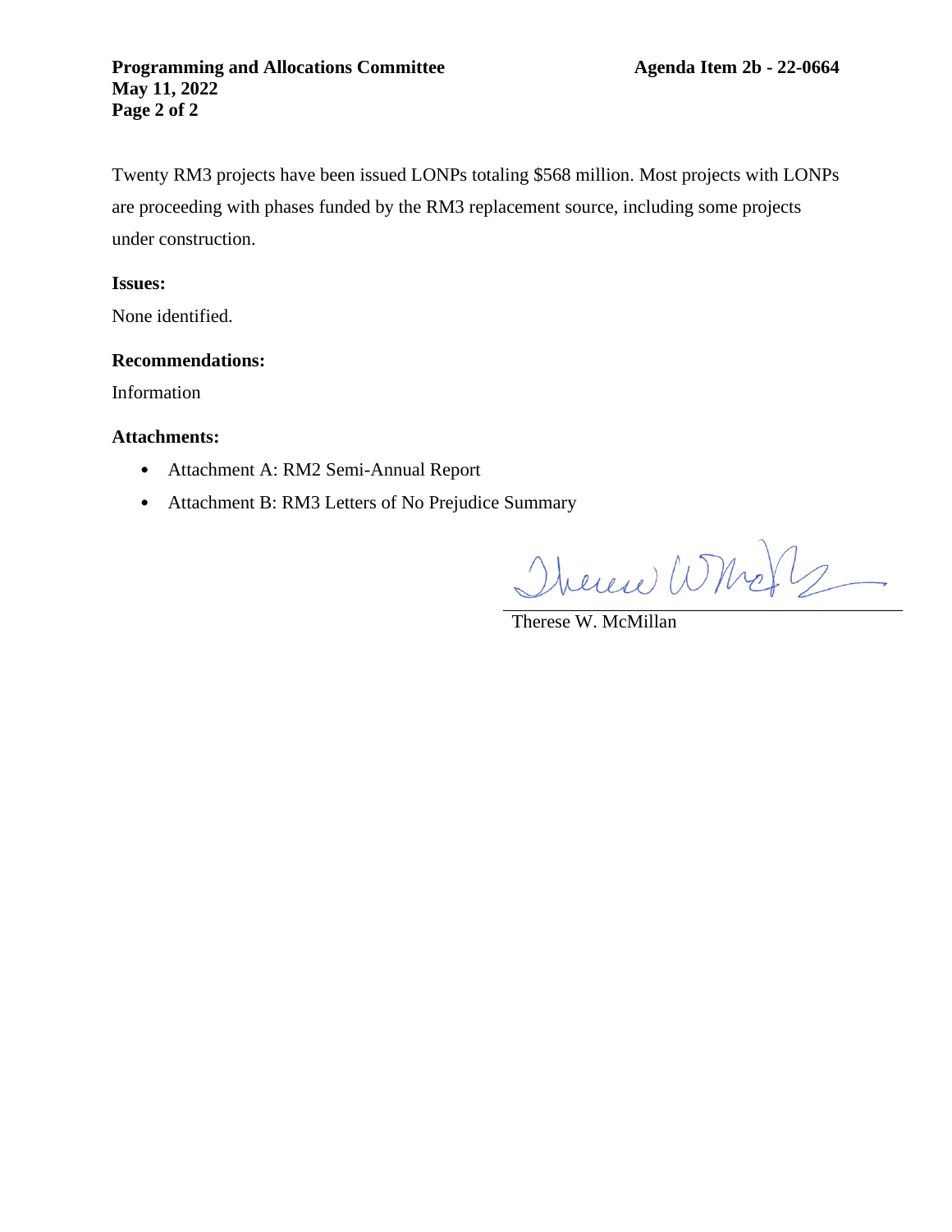Twenty RM3 projects have been issued LONPs totaling $568 million. Most projects with LONPs are proceeding with phases funded by the RM3 replacement source, including some projects under construction.

**Issues:**

None identified.

**Recommendations:**

Information

**Attachments:**

- Attachment A: RM2 Semi-Annual Report
- Attachment B: RM3 Letters of No Prejudice Summary

Therese W. McMillan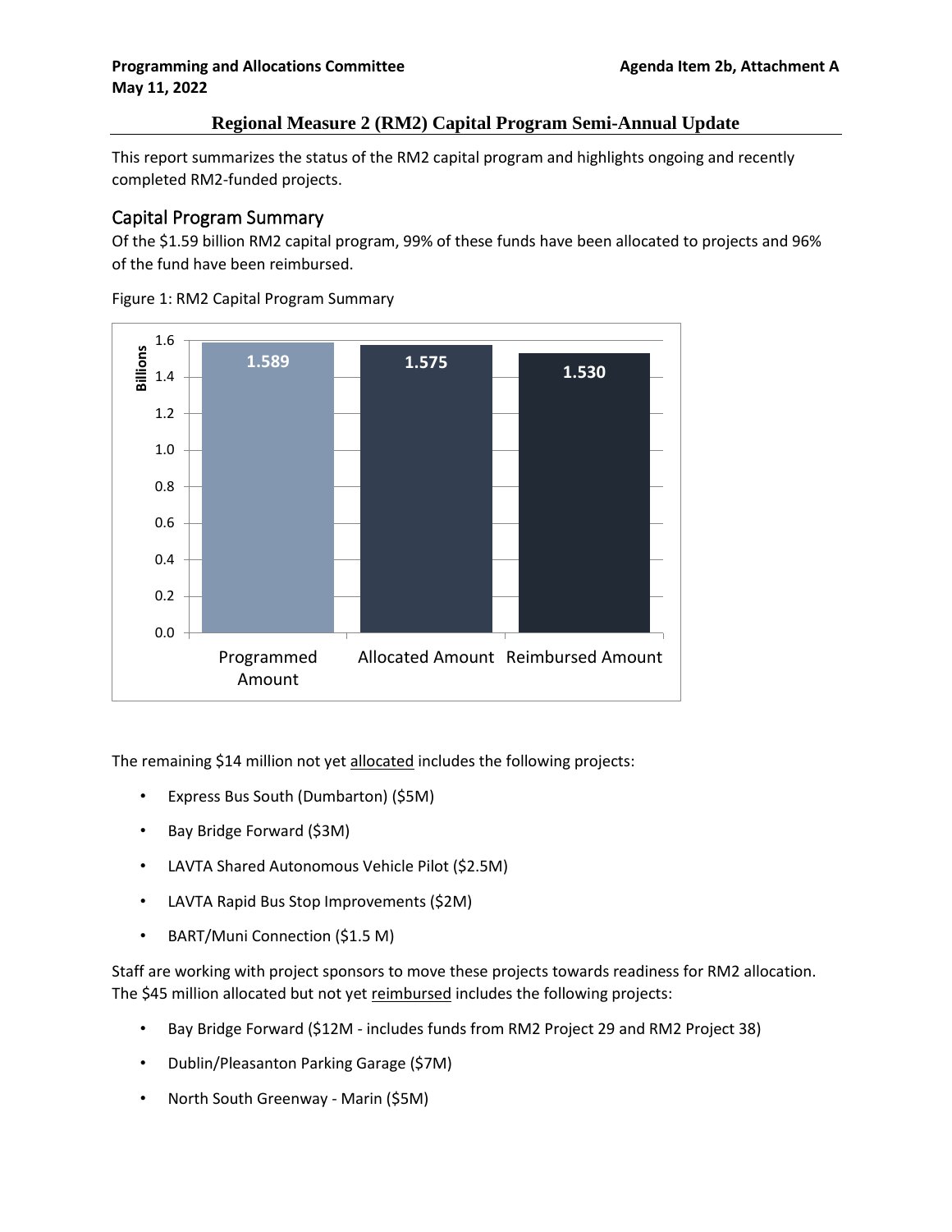## Regional Measure 2 (RM2) Capital Program Semi-Annual Update

This report summarizes the status of the RM2 capital program and highlights ongoing and recently completed RM2-funded projects.

### Capital Program Summary

Of the $1.59 billion RM2 capital program, 99% of these funds have been allocated to projects and 96% of the fund have been reimbursed.

Figure 1: RM2 Capital Program Summary

| | Programmed Amount | Allocated Amount | Reimbursed Amount |
|---|---|---|---|
| Billions | 1.589 | 1.575 | 1.530 |

The remaining $14 million not yet allocated includes the following projects:

- Express Bus South (Dumbarton) ($5M)
- Bay Bridge Forward ($3M)
- LAVTA Shared Autonomous Vehicle Pilot ($2.5M)
- LAVTA Rapid Bus Stop Improvements ($2M)
- BART/Muni Connection ($1.5 M)

Staff are working with project sponsors to move these projects towards readiness for RM2 allocation. The $45 million allocated but not yet reimbursed includes the following projects:

- Bay Bridge Forward ($12M - includes funds from RM2 Project 29 and RM2 Project 38)
- Dublin/Pleasanton Parking Garage ($7M)
- North South Greenway - Marin ($5M)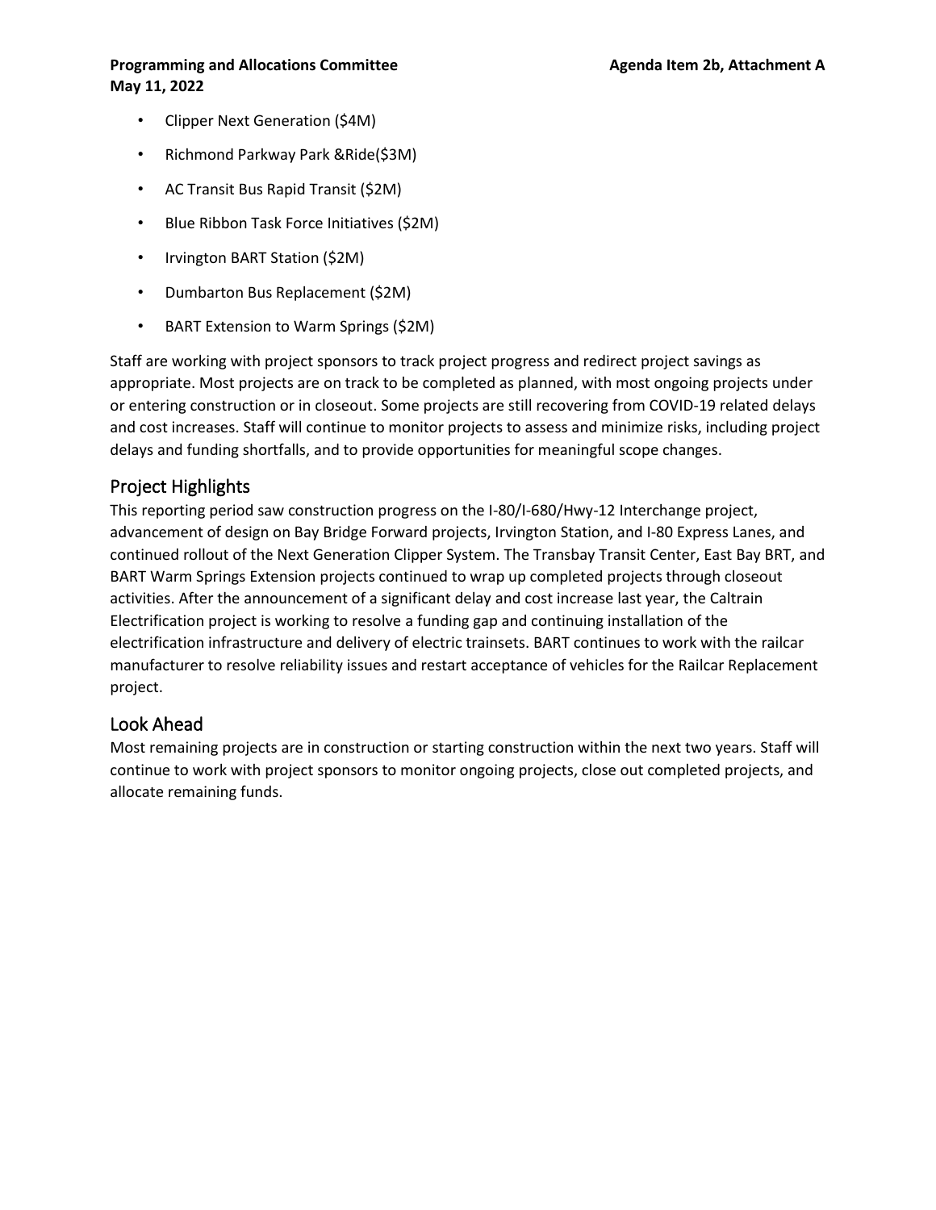- Clipper Next Generation ($4M)
- Richmond Parkway Park &Ride($3M)
- AC Transit Bus Rapid Transit ($2M)
- Blue Ribbon Task Force Initiatives ($2M)
- Irvington BART Station ($2M)
- Dumbarton Bus Replacement ($2M)
- BART Extension to Warm Springs ($2M)

Staff are working with project sponsors to track project progress and redirect project savings as appropriate. Most projects are on track to be completed as planned, with most ongoing projects under or entering construction or in closeout. Some projects are still recovering from COVID-19 related delays and cost increases. Staff will continue to monitor projects to assess and minimize risks, including project delays and funding shortfalls, and to provide opportunities for meaningful scope changes.

## Project Highlights

This reporting period saw construction progress on the I-80/I-680/Hwy-12 Interchange project, advancement of design on Bay Bridge Forward projects, Irvington Station, and I-80 Express Lanes, and continued rollout of the Next Generation Clipper System. The Transbay Transit Center, East Bay BRT, and BART Warm Springs Extension projects continued to wrap up completed projects through closeout activities. After the announcement of a significant delay and cost increase last year, the Caltrain Electrification project is working to resolve a funding gap and continuing installation of the electrification infrastructure and delivery of electric trainsets. BART continues to work with the railcar manufacturer to resolve reliability issues and restart acceptance of vehicles for the Railcar Replacement project.

## Look Ahead

Most remaining projects are in construction or starting construction within the next two years. Staff will continue to work with project sponsors to monitor ongoing projects, close out completed projects, and allocate remaining funds.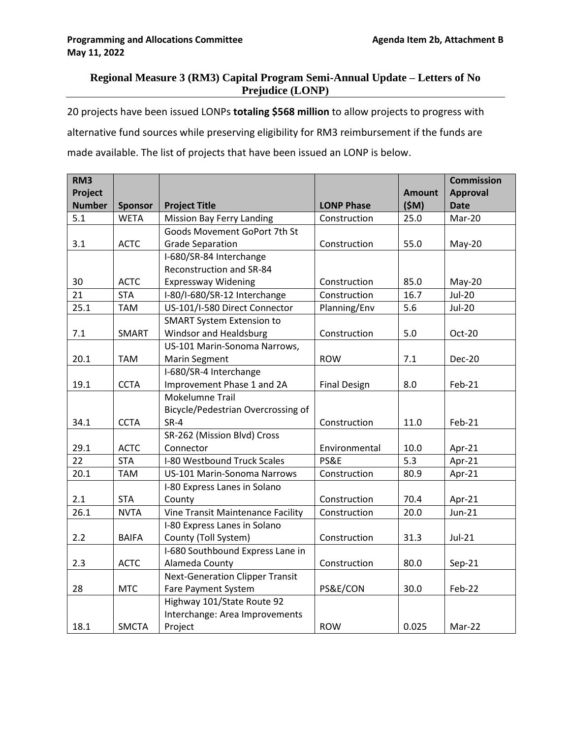# Regional Measure 3 (RM3) Capital Program Semi-Annual Update – Letters of No Prejudice (LONP)

20 projects have been issued LONPs **totaling $568 million** to allow projects to progress with alternative fund sources while preserving eligibility for RM3 reimbursement if the funds are made available. The list of projects that have been issued an LONP is below.

| RM3 Project Number | Sponsor | Project Title | LONP Phase | Amount ($M) | Commission Approval Date |
|---|---|---|---|---|---|
| 5.1 | WETA | Mission Bay Ferry Landing | Construction | 25.0 | Mar-20 |
| 3.1 | ACTC | Goods Movement GoPort 7th St Grade Separation | Construction | 55.0 | May-20 |
| 30 | ACTC | I-680/SR-84 Interchange Reconstruction and SR-84 Expressway Widening | Construction | 85.0 | May-20 |
| 21 | STA | I-80/I-680/SR-12 Interchange | Construction | 16.7 | Jul-20 |
| 25.1 | TAM | US-101/I-580 Direct Connector | Planning/Env | 5.6 | Jul-20 |
| 7.1 | SMART | SMART System Extension to Windsor and Healdsburg | Construction | 5.0 | Oct-20 |
| 20.1 | TAM | US-101 Marin-Sonoma Narrows, Marin Segment | ROW | 7.1 | Dec-20 |
| 19.1 | CCTA | I-680/SR-4 Interchange Improvement Phase 1 and 2A | Final Design | 8.0 | Feb-21 |
| 34.1 | CCTA | Mokelumne Trail Bicycle/Pedestrian Overcrossing of SR-4 | Construction | 11.0 | Feb-21 |
| 29.1 | ACTC | SR-262 (Mission Blvd) Cross Connector | Environmental | 10.0 | Apr-21 |
| 22 | STA | I-80 Westbound Truck Scales | PS&E | 5.3 | Apr-21 |
| 20.1 | TAM | US-101 Marin-Sonoma Narrows | Construction | 80.9 | Apr-21 |
| 2.1 | STA | I-80 Express Lanes in Solano County | Construction | 70.4 | Apr-21 |
| 26.1 | NVTA | Vine Transit Maintenance Facility | Construction | 20.0 | Jun-21 |
| 2.2 | BAIFA | I-80 Express Lanes in Solano County (Toll System) | Construction | 31.3 | Jul-21 |
| 2.3 | ACTC | I-680 Southbound Express Lane in Alameda County | Construction | 80.0 | Sep-21 |
| 28 | MTC | Next-Generation Clipper Transit Fare Payment System | PS&E/CON | 30.0 | Feb-22 |
| 18.1 | SMCTA | Highway 101/State Route 92 Interchange: Area Improvements Project | ROW | 0.025 | Mar-22 |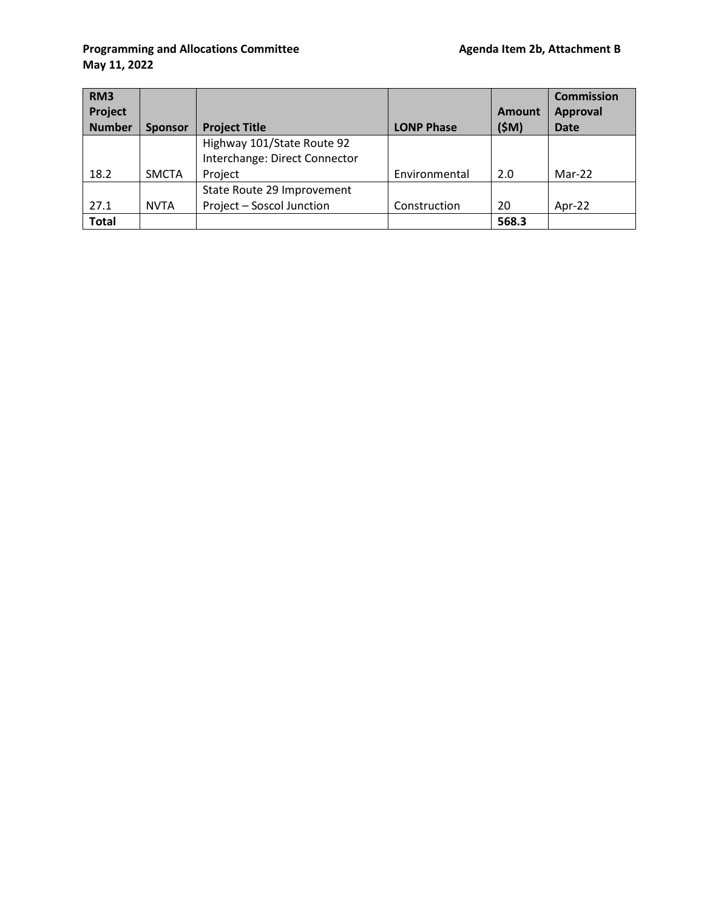**Programming and Allocations Committee** **Agenda Item 2b, Attachment B**
**May 11, 2022**

| RM3 Project Number | Sponsor | Project Title | LONP Phase | Amount ($M) | Commission Approval Date |
|---|---|---|---|---|---|
| 18.2 | SMCTA | Highway 101/State Route 92 Interchange: Direct Connector Project | Environmental | 2.0 | Mar-22 |
| 27.1 | NVTA | State Route 29 Improvement Project – Soscol Junction | Construction | 20 | Apr-22 |
| **Total** | | | | **568.3** | |